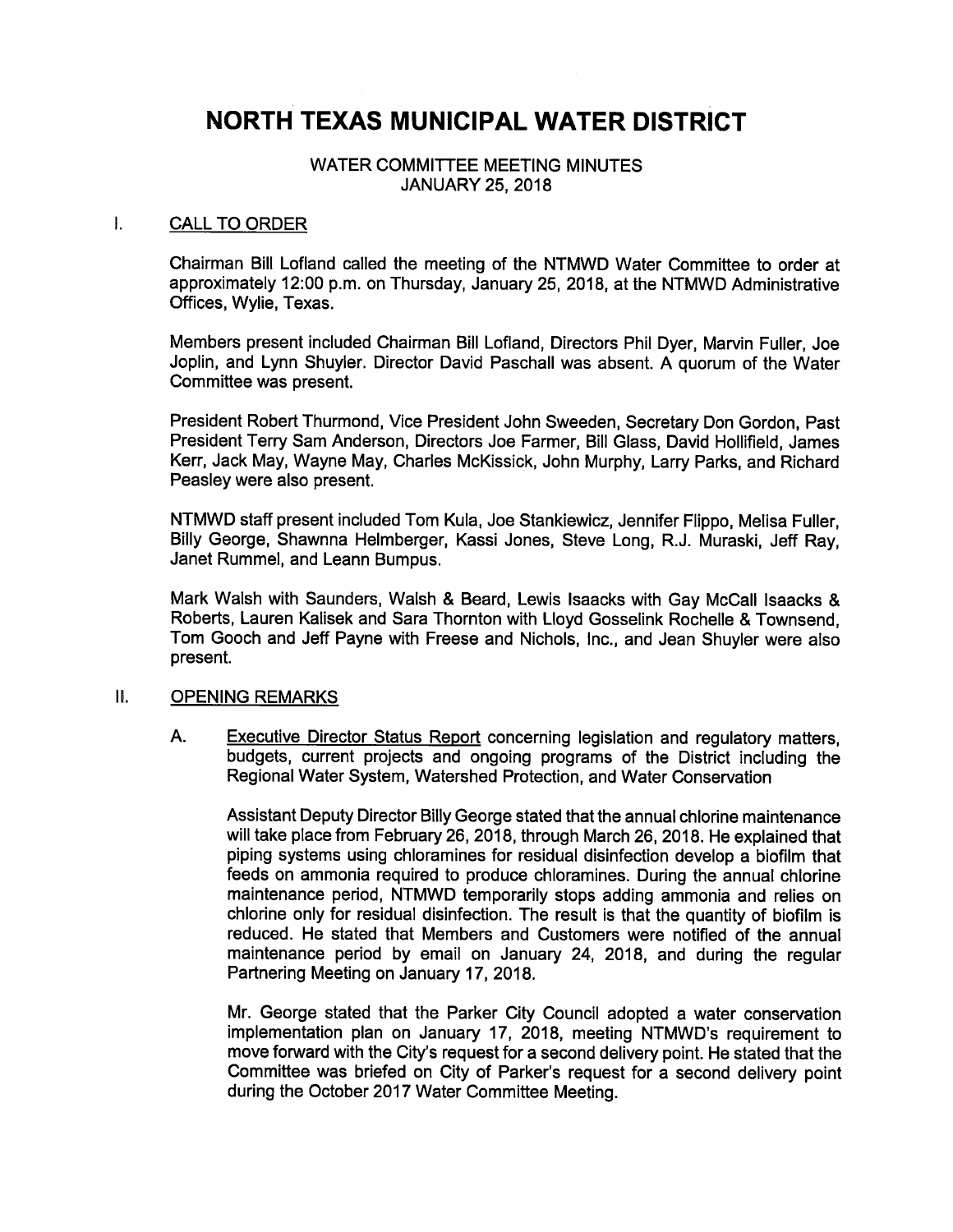# NORTH TEXAS MUNICIPAL WATER DISTRICT

WATER COMMITTEE MEETING MINUTES
JANUARY 25, 2018

## I. CALL TO ORDER

Chairman Bill Lofland called the meeting of the NTMWD Water Committee to order at approximately 12:00 p.m. on Thursday, January 25, 2018, at the NTMWD Administrative Offices, Wylie, Texas.

Members present included Chairman Bill Lofland, Directors Phil Dyer, Marvin Fuller, Joe Joplin, and Lynn Shuyler. Director David Paschall was absent. A quorum of the Water Committee was present.

President Robert Thurmond, Vice President John Sweeden, Secretary Don Gordon, Past President Terry Sam Anderson, Directors Joe Farmer, Bill Glass, David Hollifield, James Kerr, Jack May, Wayne May, Charles McKissick, John Murphy, Larry Parks, and Richard Peasley were also present.

NTMWD staff present included Tom Kula, Joe Stankiewicz, Jennifer Flippo, Melisa Fuller, Billy George, Shawnna Helmberger, Kassi Jones, Steve Long, R.J. Muraski, Jeff Ray, Janet Rummel, and Leann Bumpus.

Mark Walsh with Saunders, Walsh & Beard, Lewis Isaacks with Gay McCall Isaacks & Roberts, Lauren Kalisek and Sara Thornton with Lloyd Gosselink Rochelle & Townsend, Tom Gooch and Jeff Payne with Freese and Nichols, Inc., and Jean Shuyler were also present.

## II. OPENING REMARKS

A. Executive Director Status Report concerning legislation and regulatory matters, budgets, current projects and ongoing programs of the District including the Regional Water System, Watershed Protection, and Water Conservation

Assistant Deputy Director Billy George stated that the annual chlorine maintenance will take place from February 26, 2018, through March 26, 2018. He explained that piping systems using chloramines for residual disinfection develop a biofilm that feeds on ammonia required to produce chloramines. During the annual chlorine maintenance period, NTMWD temporarily stops adding ammonia and relies on chlorine only for residual disinfection. The result is that the quantity of biofilm is reduced. He stated that Members and Customers were notified of the annual maintenance period by email on January 24, 2018, and during the regular Partnering Meeting on January 17, 2018.

Mr. George stated that the Parker City Council adopted a water conservation implementation plan on January 17, 2018, meeting NTMWD's requirement to move forward with the City's request for a second delivery point. He stated that the Committee was briefed on City of Parker's request for a second delivery point during the October 2017 Water Committee Meeting.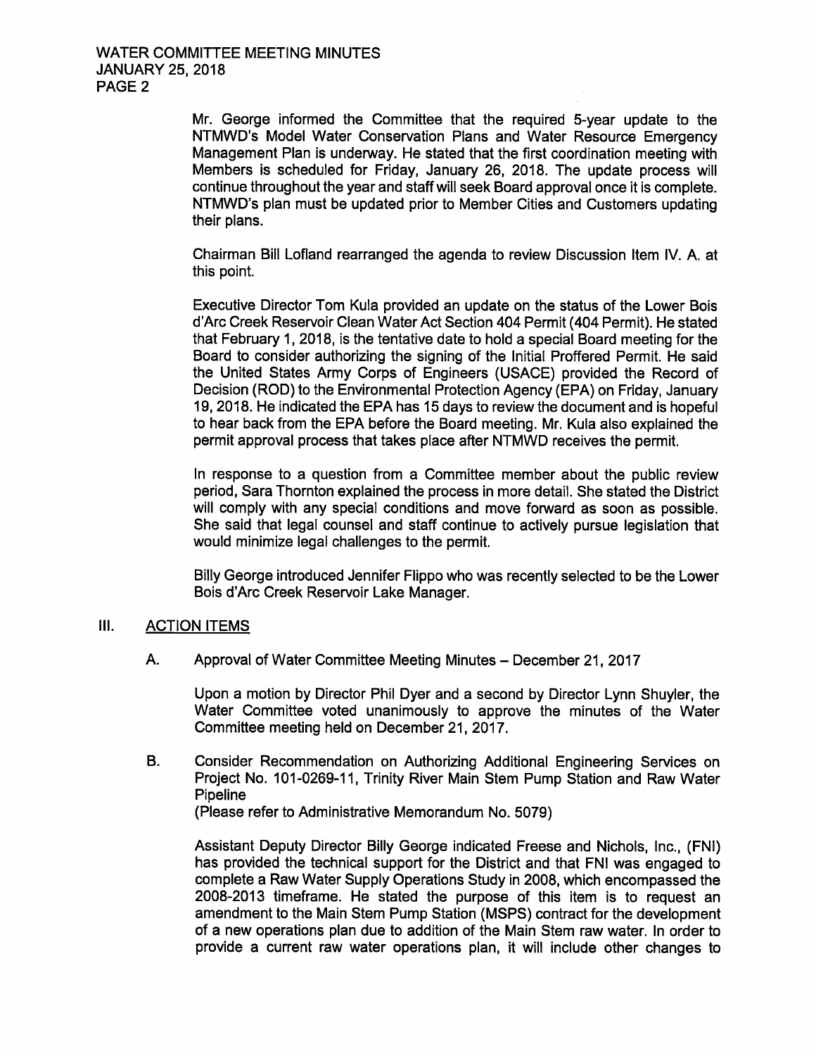Mr. George informed the Committee that the required 5-year update to the NTMWD's Model Water Conservation Plans and Water Resource Emergency Management Plan is underway. He stated that the first coordination meeting with Members is scheduled for Friday, January 26, 2018. The update process will continue throughout the year and staff will seek Board approval once it is complete. NTMWD's plan must be updated prior to Member Cities and Customers updating their plans.

Chairman Bill Lofland rearranged the agenda to review Discussion Item IV. A. at this point.

Executive Director Tom Kula provided an update on the status of the Lower Bois d'Arc Creek Reservoir Clean Water Act Section 404 Permit (404 Permit). He stated that February 1, 2018, is the tentative date to hold a special Board meeting for the Board to consider authorizing the signing of the Initial Proffered Permit. He said the United States Army Corps of Engineers (USACE) provided the Record of Decision (ROD) to the Environmental Protection Agency (EPA) on Friday, January 19, 2018. He indicated the EPA has 15 days to review the document and is hopeful to hear back from the EPA before the Board meeting. Mr. Kula also explained the permit approval process that takes place after NTMWD receives the permit.

In response to a question from a Committee member about the public review period, Sara Thornton explained the process in more detail. She stated the District will comply with any special conditions and move forward as soon as possible. She said that legal counsel and staff continue to actively pursue legislation that would minimize legal challenges to the permit.

Billy George introduced Jennifer Flippo who was recently selected to be the Lower Bois d'Arc Creek Reservoir Lake Manager.

## III. ACTION ITEMS

A. Approval of Water Committee Meeting Minutes – December 21, 2017

Upon a motion by Director Phil Dyer and a second by Director Lynn Shuyler, the Water Committee voted unanimously to approve the minutes of the Water Committee meeting held on December 21, 2017.

B. Consider Recommendation on Authorizing Additional Engineering Services on Project No. 101-0269-11, Trinity River Main Stem Pump Station and Raw Water Pipeline
(Please refer to Administrative Memorandum No. 5079)

Assistant Deputy Director Billy George indicated Freese and Nichols, Inc., (FNI) has provided the technical support for the District and that FNI was engaged to complete a Raw Water Supply Operations Study in 2008, which encompassed the 2008-2013 timeframe. He stated the purpose of this item is to request an amendment to the Main Stem Pump Station (MSPS) contract for the development of a new operations plan due to addition of the Main Stem raw water. In order to provide a current raw water operations plan, it will include other changes to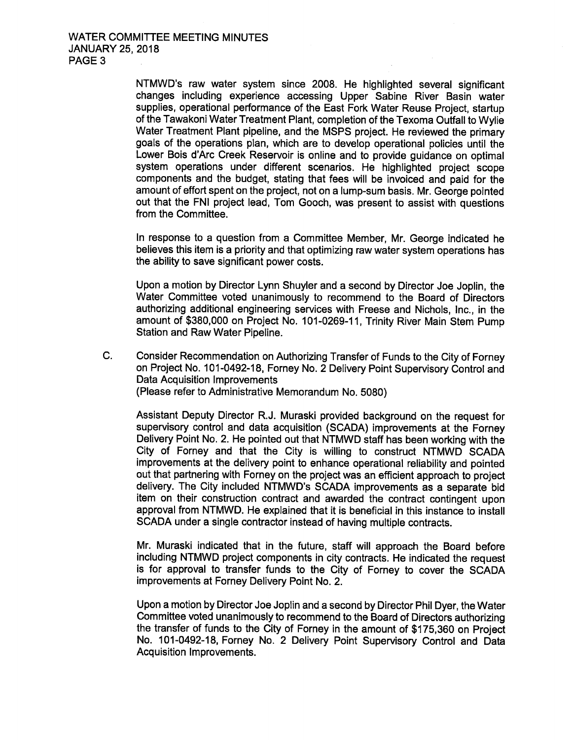NTMWD's raw water system since 2008. He highlighted several significant changes including experience accessing Upper Sabine River Basin water supplies, operational performance of the East Fork Water Reuse Project, startup of the Tawakoni Water Treatment Plant, completion of the Texoma Outfall to Wylie Water Treatment Plant pipeline, and the MSPS project. He reviewed the primary goals of the operations plan, which are to develop operational policies until the Lower Bois d'Arc Creek Reservoir is online and to provide guidance on optimal system operations under different scenarios. He highlighted project scope components and the budget, stating that fees will be invoiced and paid for the amount of effort spent on the project, not on a lump-sum basis. Mr. George pointed out that the FNI project lead, Tom Gooch, was present to assist with questions from the Committee.

In response to a question from a Committee Member, Mr. George indicated he believes this item is a priority and that optimizing raw water system operations has the ability to save significant power costs.

Upon a motion by Director Lynn Shuyler and a second by Director Joe Joplin, the Water Committee voted unanimously to recommend to the Board of Directors authorizing additional engineering services with Freese and Nichols, Inc., in the amount of $380,000 on Project No. 101-0269-11, Trinity River Main Stem Pump Station and Raw Water Pipeline.

C. Consider Recommendation on Authorizing Transfer of Funds to the City of Forney on Project No. 101-0492-18, Forney No. 2 Delivery Point Supervisory Control and Data Acquisition Improvements
(Please refer to Administrative Memorandum No. 5080)

Assistant Deputy Director R.J. Muraski provided background on the request for supervisory control and data acquisition (SCADA) improvements at the Forney Delivery Point No. 2. He pointed out that NTMWD staff has been working with the City of Forney and that the City is willing to construct NTMWD SCADA improvements at the delivery point to enhance operational reliability and pointed out that partnering with Forney on the project was an efficient approach to project delivery. The City included NTMWD's SCADA improvements as a separate bid item on their construction contract and awarded the contract contingent upon approval from NTMWD. He explained that it is beneficial in this instance to install SCADA under a single contractor instead of having multiple contracts.

Mr. Muraski indicated that in the future, staff will approach the Board before including NTMWD project components in city contracts. He indicated the request is for approval to transfer funds to the City of Forney to cover the SCADA improvements at Forney Delivery Point No. 2.

Upon a motion by Director Joe Joplin and a second by Director Phil Dyer, the Water Committee voted unanimously to recommend to the Board of Directors authorizing the transfer of funds to the City of Forney in the amount of $175,360 on Project No. 101-0492-18, Forney No. 2 Delivery Point Supervisory Control and Data Acquisition Improvements.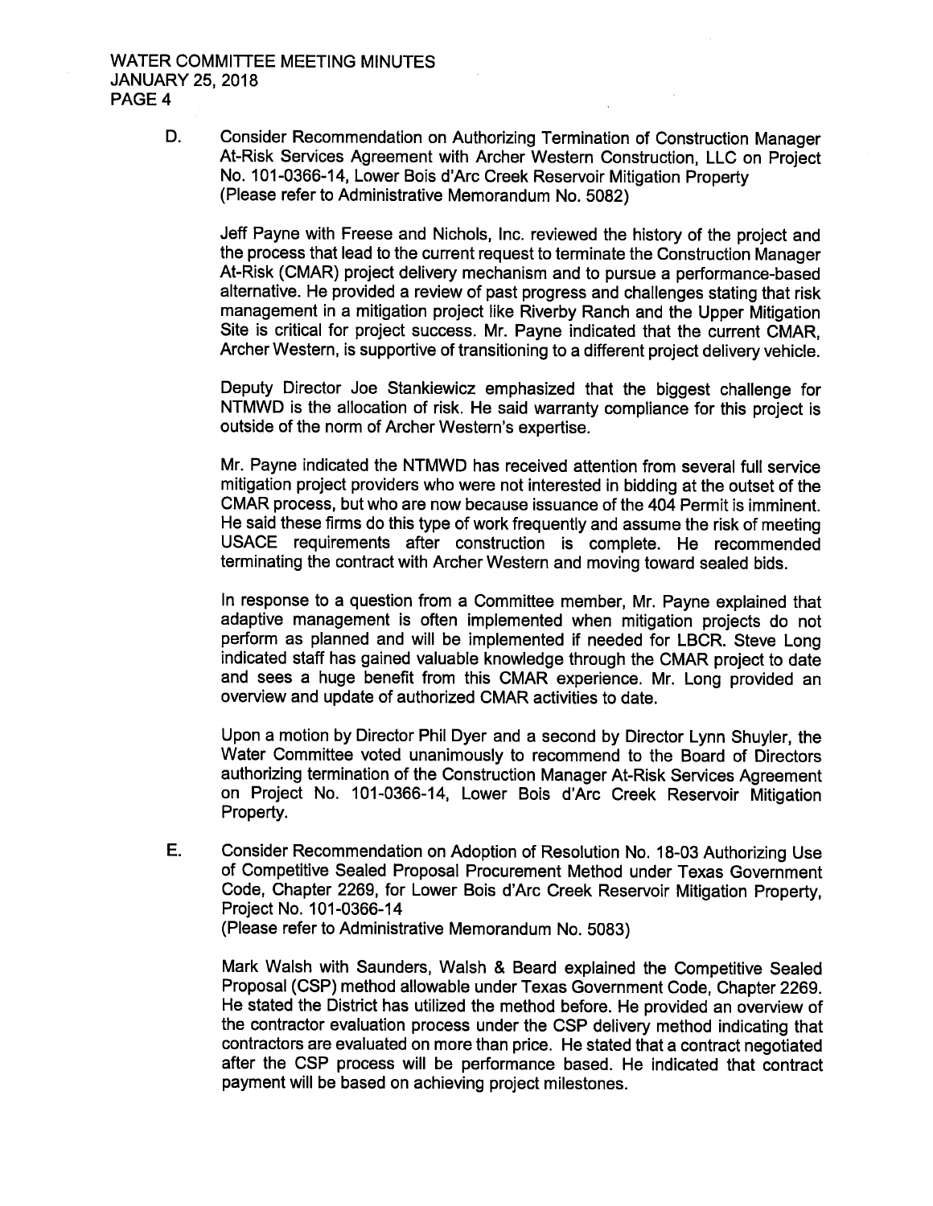D. Consider Recommendation on Authorizing Termination of Construction Manager At-Risk Services Agreement with Archer Western Construction, LLC on Project No. 101-0366-14, Lower Bois d'Arc Creek Reservoir Mitigation Property (Please refer to Administrative Memorandum No. 5082)

Jeff Payne with Freese and Nichols, Inc. reviewed the history of the project and the process that lead to the current request to terminate the Construction Manager At-Risk (CMAR) project delivery mechanism and to pursue a performance-based alternative. He provided a review of past progress and challenges stating that risk management in a mitigation project like Riverby Ranch and the Upper Mitigation Site is critical for project success. Mr. Payne indicated that the current CMAR, Archer Western, is supportive of transitioning to a different project delivery vehicle.

Deputy Director Joe Stankiewicz emphasized that the biggest challenge for NTMWD is the allocation of risk. He said warranty compliance for this project is outside of the norm of Archer Western's expertise.

Mr. Payne indicated the NTMWD has received attention from several full service mitigation project providers who were not interested in bidding at the outset of the CMAR process, but who are now because issuance of the 404 Permit is imminent. He said these firms do this type of work frequently and assume the risk of meeting USACE requirements after construction is complete. He recommended terminating the contract with Archer Western and moving toward sealed bids.

In response to a question from a Committee member, Mr. Payne explained that adaptive management is often implemented when mitigation projects do not perform as planned and will be implemented if needed for LBCR. Steve Long indicated staff has gained valuable knowledge through the CMAR project to date and sees a huge benefit from this CMAR experience. Mr. Long provided an overview and update of authorized CMAR activities to date.

Upon a motion by Director Phil Dyer and a second by Director Lynn Shuyler, the Water Committee voted unanimously to recommend to the Board of Directors authorizing termination of the Construction Manager At-Risk Services Agreement on Project No. 101-0366-14, Lower Bois d'Arc Creek Reservoir Mitigation Property.

E. Consider Recommendation on Adoption of Resolution No. 18-03 Authorizing Use of Competitive Sealed Proposal Procurement Method under Texas Government Code, Chapter 2269, for Lower Bois d'Arc Creek Reservoir Mitigation Property, Project No. 101-0366-14 (Please refer to Administrative Memorandum No. 5083)

Mark Walsh with Saunders, Walsh & Beard explained the Competitive Sealed Proposal (CSP) method allowable under Texas Government Code, Chapter 2269. He stated the District has utilized the method before. He provided an overview of the contractor evaluation process under the CSP delivery method indicating that contractors are evaluated on more than price. He stated that a contract negotiated after the CSP process will be performance based. He indicated that contract payment will be based on achieving project milestones.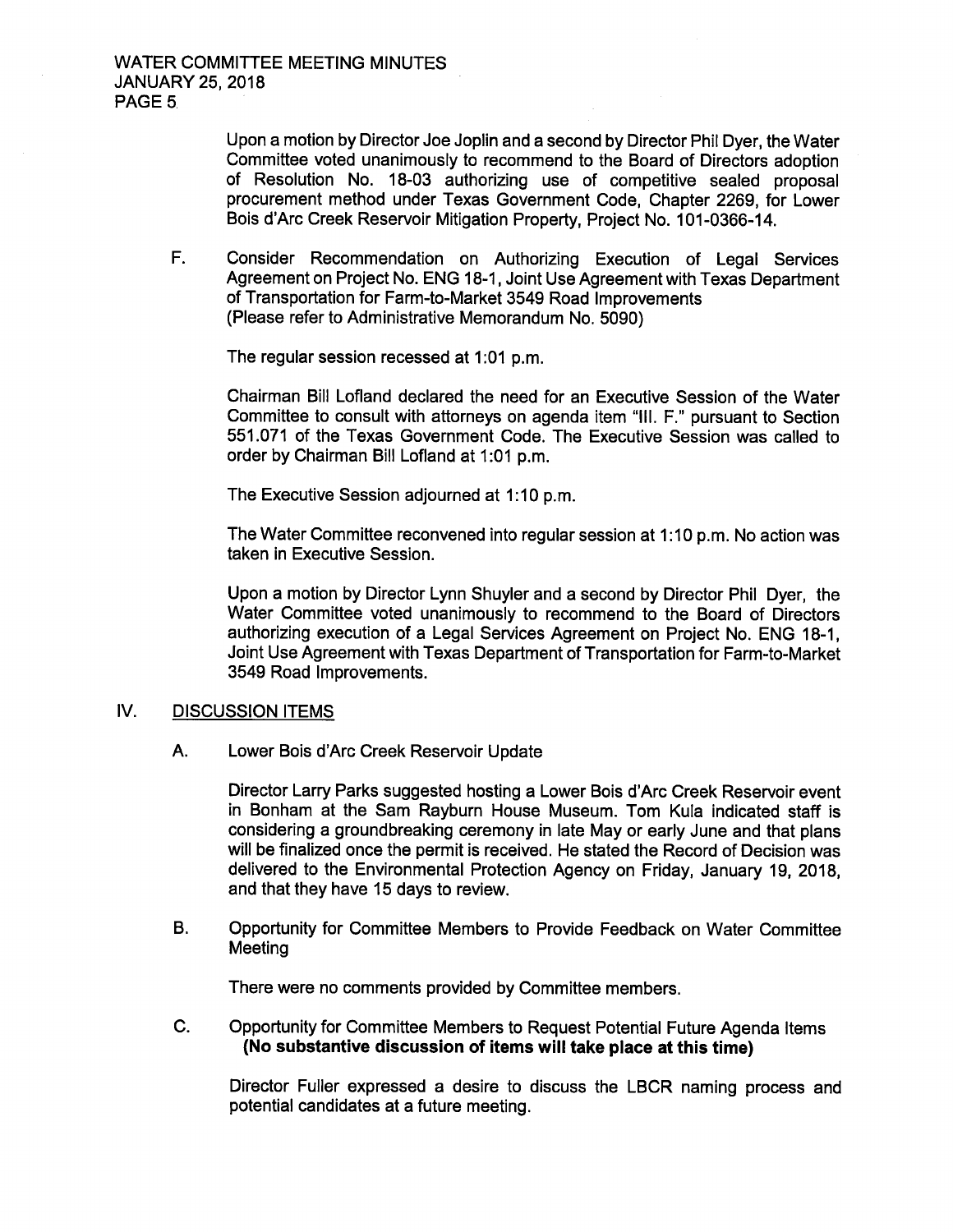Upon a motion by Director Joe Joplin and a second by Director Phil Dyer, the Water Committee voted unanimously to recommend to the Board of Directors adoption of Resolution No. 18-03 authorizing use of competitive sealed proposal procurement method under Texas Government Code, Chapter 2269, for Lower Bois d'Arc Creek Reservoir Mitigation Property, Project No. 101-0366-14.

F. Consider Recommendation on Authorizing Execution of Legal Services Agreement on Project No. ENG 18-1, Joint Use Agreement with Texas Department of Transportation for Farm-to-Market 3549 Road Improvements (Please refer to Administrative Memorandum No. 5090)

The regular session recessed at 1:01 p.m.

Chairman Bill Lofland declared the need for an Executive Session of the Water Committee to consult with attorneys on agenda item "III. F." pursuant to Section 551.071 of the Texas Government Code. The Executive Session was called to order by Chairman Bill Lofland at 1:01 p.m.

The Executive Session adjourned at 1:10 p.m.

The Water Committee reconvened into regular session at 1:10 p.m. No action was taken in Executive Session.

Upon a motion by Director Lynn Shuyler and a second by Director Phil Dyer, the Water Committee voted unanimously to recommend to the Board of Directors authorizing execution of a Legal Services Agreement on Project No. ENG 18-1, Joint Use Agreement with Texas Department of Transportation for Farm-to-Market 3549 Road Improvements.

## IV. DISCUSSION ITEMS

A. Lower Bois d'Arc Creek Reservoir Update

Director Larry Parks suggested hosting a Lower Bois d'Arc Creek Reservoir event in Bonham at the Sam Rayburn House Museum. Tom Kula indicated staff is considering a groundbreaking ceremony in late May or early June and that plans will be finalized once the permit is received. He stated the Record of Decision was delivered to the Environmental Protection Agency on Friday, January 19, 2018, and that they have 15 days to review.

B. Opportunity for Committee Members to Provide Feedback on Water Committee Meeting

There were no comments provided by Committee members.

C. Opportunity for Committee Members to Request Potential Future Agenda Items **(No substantive discussion of items will take place at this time)**

Director Fuller expressed a desire to discuss the LBCR naming process and potential candidates at a future meeting.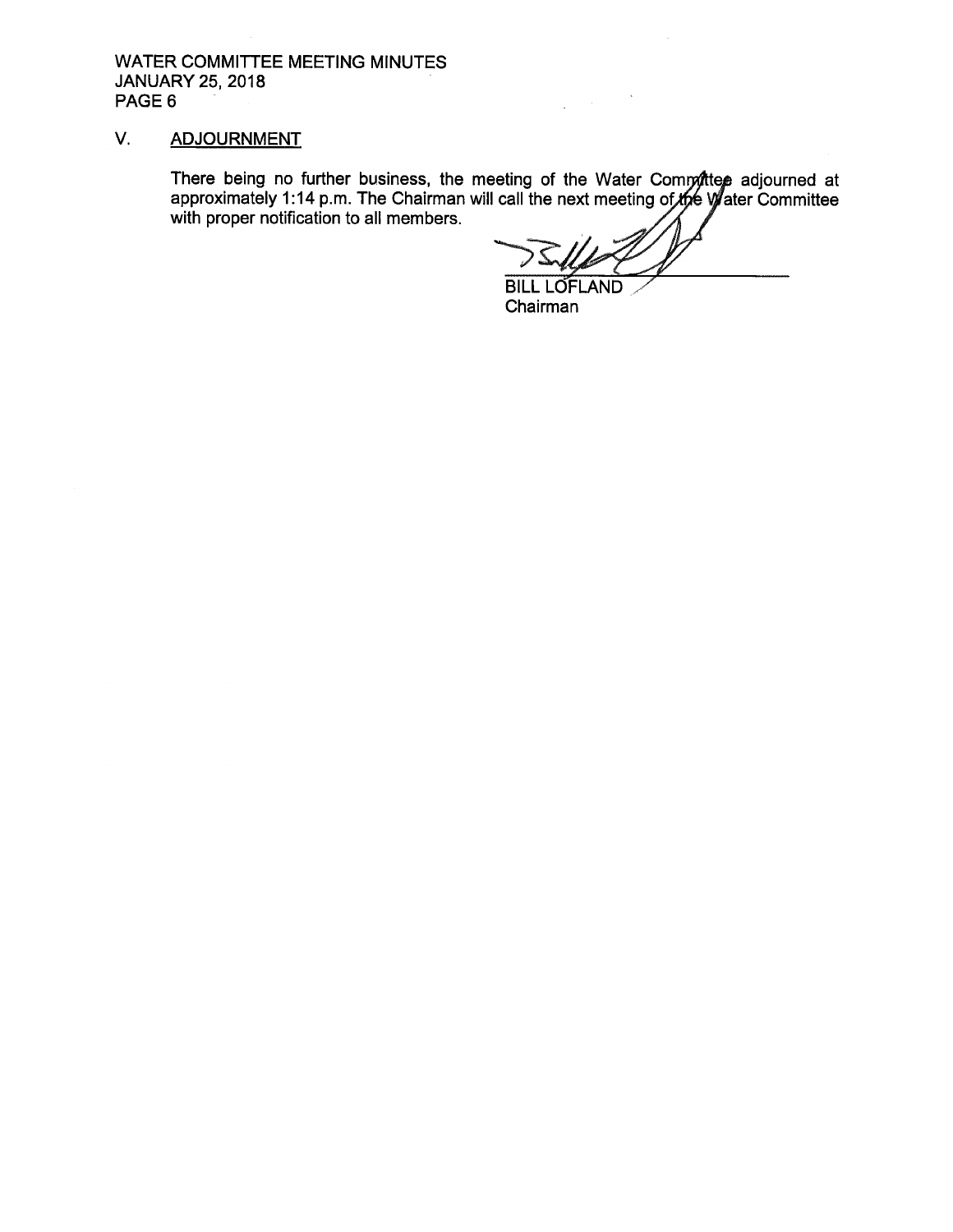## V. ADJOURNMENT

There being no further business, the meeting of the Water Committee adjourned at approximately 1:14 p.m. The Chairman will call the next meeting of the Water Committee with proper notification to all members.

BILL LOFLAND
Chairman